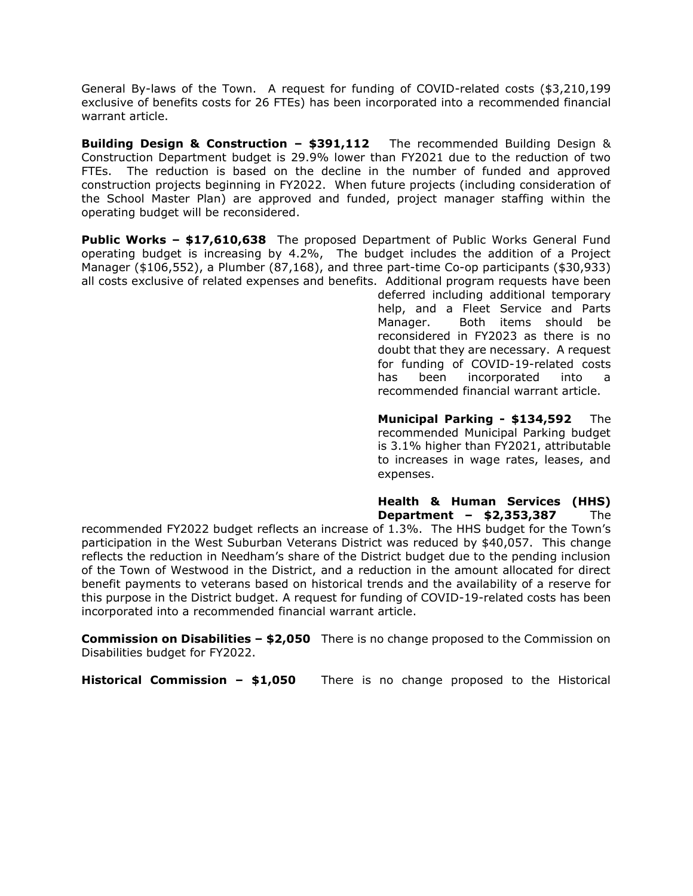General By-laws of the Town. A request for funding of COVID-related costs ($3,210,199 exclusive of benefits costs for 26 FTEs) has been incorporated into a recommended financial warrant article.

**Building Design & Construction – $391,112** The recommended Building Design & Construction Department budget is 29.9% lower than FY2021 due to the reduction of two FTEs. The reduction is based on the decline in the number of funded and approved construction projects beginning in FY2022. When future projects (including consideration of the School Master Plan) are approved and funded, project manager staffing within the operating budget will be reconsidered.

**Public Works – $17,610,638** The proposed Department of Public Works General Fund operating budget is increasing by 4.2%, The budget includes the addition of a Project Manager ($106,552), a Plumber (87,168), and three part-time Co-op participants ($30,933) all costs exclusive of related expenses and benefits. Additional program requests have been deferred including additional temporary help, and a Fleet Service and Parts Manager. Both items should be reconsidered in FY2023 as there is no doubt that they are necessary. A request for funding of COVID-19-related costs has been incorporated into a recommended financial warrant article.

**Municipal Parking - $134,592** The recommended Municipal Parking budget is 3.1% higher than FY2021, attributable to increases in wage rates, leases, and expenses.

**Health & Human Services (HHS) Department – $2,353,387** The recommended FY2022 budget reflects an increase of 1.3%. The HHS budget for the Town's participation in the West Suburban Veterans District was reduced by $40,057. This change reflects the reduction in Needham's share of the District budget due to the pending inclusion of the Town of Westwood in the District, and a reduction in the amount allocated for direct benefit payments to veterans based on historical trends and the availability of a reserve for this purpose in the District budget. A request for funding of COVID-19-related costs has been incorporated into a recommended financial warrant article.

**Commission on Disabilities – $2,050** There is no change proposed to the Commission on Disabilities budget for FY2022.

**Historical Commission – $1,050** There is no change proposed to the Historical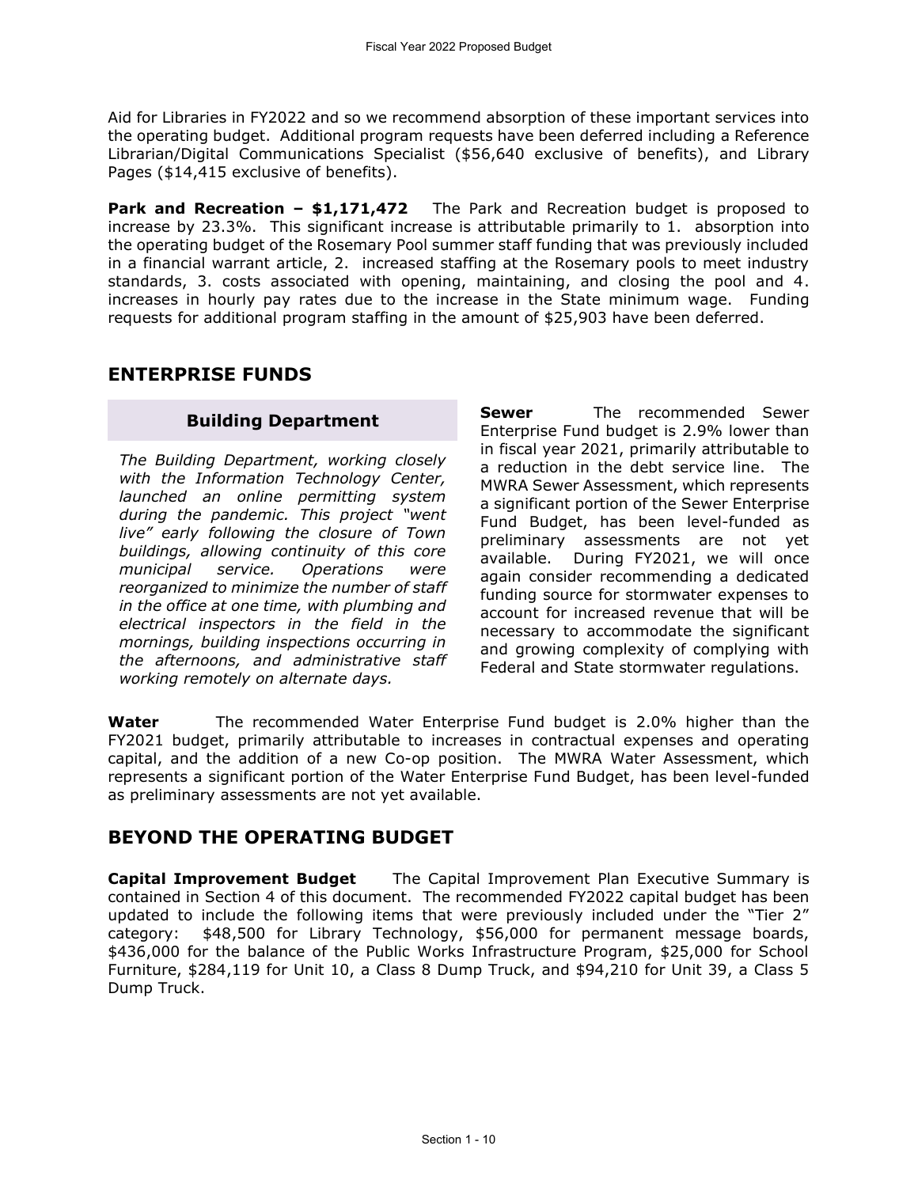Aid for Libraries in FY2022 and so we recommend absorption of these important services into the operating budget. Additional program requests have been deferred including a Reference Librarian/Digital Communications Specialist ($56,640 exclusive of benefits), and Library Pages ($14,415 exclusive of benefits).

**Park and Recreation – $1,171,472** The Park and Recreation budget is proposed to increase by 23.3%. This significant increase is attributable primarily to 1. absorption into the operating budget of the Rosemary Pool summer staff funding that was previously included in a financial warrant article, 2. increased staffing at the Rosemary pools to meet industry standards, 3. costs associated with opening, maintaining, and closing the pool and 4. increases in hourly pay rates due to the increase in the State minimum wage. Funding requests for additional program staffing in the amount of $25,903 have been deferred.

## ENTERPRISE FUNDS

### Building Department

*The Building Department, working closely with the Information Technology Center, launched an online permitting system during the pandemic. This project "went live" early following the closure of Town buildings, allowing continuity of this core municipal service. Operations were reorganized to minimize the number of staff in the office at one time, with plumbing and electrical inspectors in the field in the mornings, building inspections occurring in the afternoons, and administrative staff working remotely on alternate days.*

**Sewer** The recommended Sewer Enterprise Fund budget is 2.9% lower than in fiscal year 2021, primarily attributable to a reduction in the debt service line. The MWRA Sewer Assessment, which represents a significant portion of the Sewer Enterprise Fund Budget, has been level-funded as preliminary assessments are not yet available. During FY2021, we will once again consider recommending a dedicated funding source for stormwater expenses to account for increased revenue that will be necessary to accommodate the significant and growing complexity of complying with Federal and State stormwater regulations.

**Water** The recommended Water Enterprise Fund budget is 2.0% higher than the FY2021 budget, primarily attributable to increases in contractual expenses and operating capital, and the addition of a new Co-op position. The MWRA Water Assessment, which represents a significant portion of the Water Enterprise Fund Budget, has been level-funded as preliminary assessments are not yet available.

## BEYOND THE OPERATING BUDGET

**Capital Improvement Budget** The Capital Improvement Plan Executive Summary is contained in Section 4 of this document. The recommended FY2022 capital budget has been updated to include the following items that were previously included under the "Tier 2" category: $48,500 for Library Technology, $56,000 for permanent message boards, $436,000 for the balance of the Public Works Infrastructure Program, $25,000 for School Furniture, $284,119 for Unit 10, a Class 8 Dump Truck, and $94,210 for Unit 39, a Class 5 Dump Truck.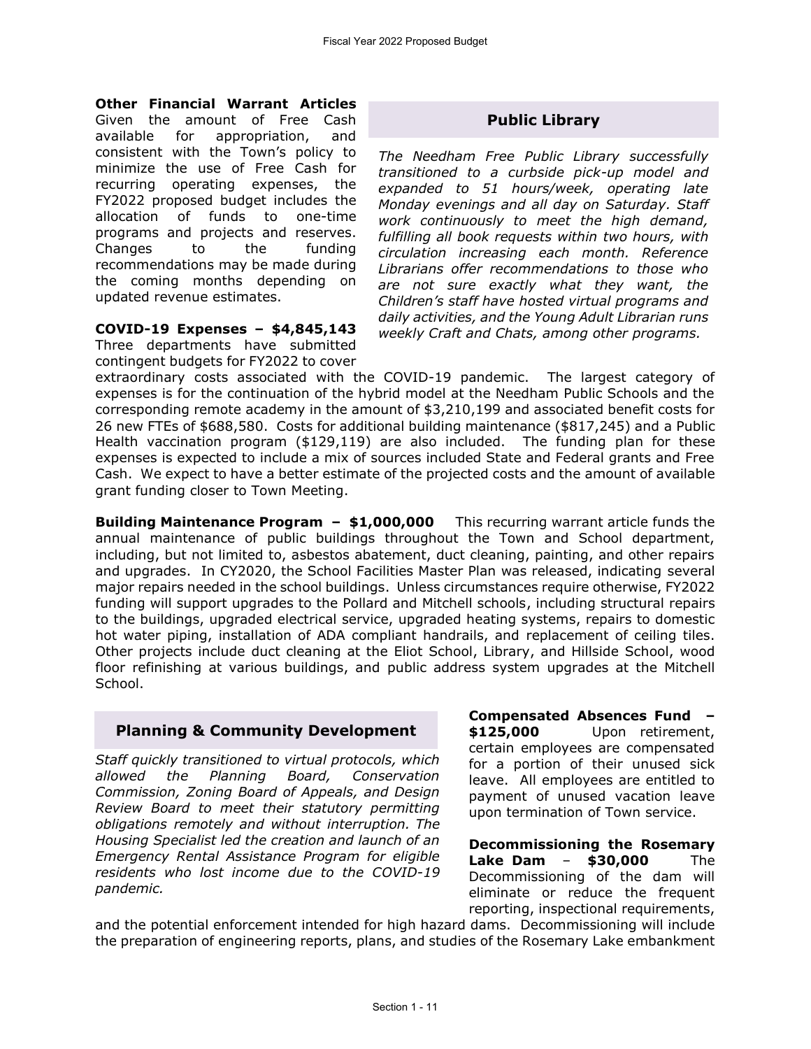**Other Financial Warrant Articles**
Given the amount of Free Cash available for appropriation, and consistent with the Town's policy to minimize the use of Free Cash for recurring operating expenses, the FY2022 proposed budget includes the allocation of funds to one-time programs and projects and reserves. Changes to the funding recommendations may be made during the coming months depending on updated revenue estimates.

## Public Library

*The Needham Free Public Library successfully transitioned to a curbside pick-up model and expanded to 51 hours/week, operating late Monday evenings and all day on Saturday. Staff work continuously to meet the high demand, fulfilling all book requests within two hours, with circulation increasing each month. Reference Librarians offer recommendations to those who are not sure exactly what they want, the Children's staff have hosted virtual programs and daily activities, and the Young Adult Librarian runs weekly Craft and Chats, among other programs.*

**COVID-19 Expenses – $4,845,143**
Three departments have submitted contingent budgets for FY2022 to cover extraordinary costs associated with the COVID-19 pandemic. The largest category of expenses is for the continuation of the hybrid model at the Needham Public Schools and the corresponding remote academy in the amount of $3,210,199 and associated benefit costs for 26 new FTEs of $688,580. Costs for additional building maintenance ($817,245) and a Public Health vaccination program ($129,119) are also included. The funding plan for these expenses is expected to include a mix of sources included State and Federal grants and Free Cash. We expect to have a better estimate of the projected costs and the amount of available grant funding closer to Town Meeting.

**Building Maintenance Program – $1,000,000** This recurring warrant article funds the annual maintenance of public buildings throughout the Town and School department, including, but not limited to, asbestos abatement, duct cleaning, painting, and other repairs and upgrades. In CY2020, the School Facilities Master Plan was released, indicating several major repairs needed in the school buildings. Unless circumstances require otherwise, FY2022 funding will support upgrades to the Pollard and Mitchell schools, including structural repairs to the buildings, upgraded electrical service, upgraded heating systems, repairs to domestic hot water piping, installation of ADA compliant handrails, and replacement of ceiling tiles. Other projects include duct cleaning at the Eliot School, Library, and Hillside School, wood floor refinishing at various buildings, and public address system upgrades at the Mitchell School.

## Planning & Community Development

*Staff quickly transitioned to virtual protocols, which allowed the Planning Board, Conservation Commission, Zoning Board of Appeals, and Design Review Board to meet their statutory permitting obligations remotely and without interruption. The Housing Specialist led the creation and launch of an Emergency Rental Assistance Program for eligible residents who lost income due to the COVID-19 pandemic.*

**Compensated Absences Fund – $125,000** Upon retirement, certain employees are compensated for a portion of their unused sick leave. All employees are entitled to payment of unused vacation leave upon termination of Town service.

**Decommissioning the Rosemary Lake Dam – $30,000** The Decommissioning of the dam will eliminate or reduce the frequent reporting, inspectional requirements, and the potential enforcement intended for high hazard dams. Decommissioning will include the preparation of engineering reports, plans, and studies of the Rosemary Lake embankment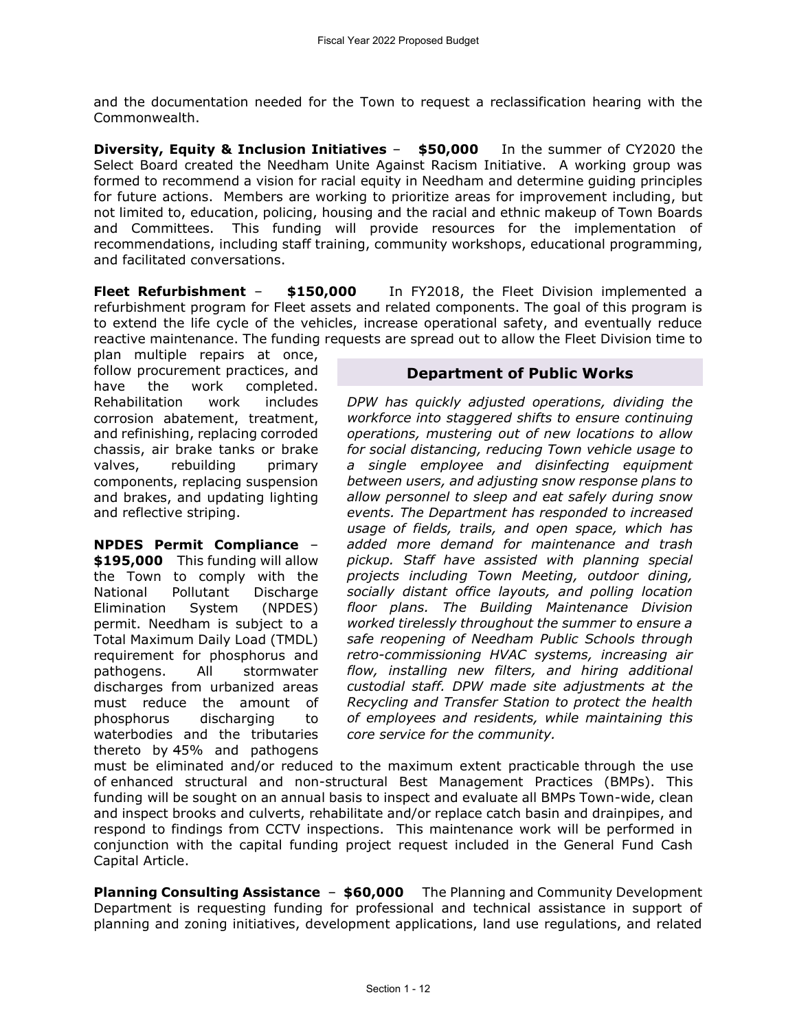and the documentation needed for the Town to request a reclassification hearing with the Commonwealth.

**Diversity, Equity & Inclusion Initiatives** – **$50,000** In the summer of CY2020 the Select Board created the Needham Unite Against Racism Initiative. A working group was formed to recommend a vision for racial equity in Needham and determine guiding principles for future actions. Members are working to prioritize areas for improvement including, but not limited to, education, policing, housing and the racial and ethnic makeup of Town Boards and Committees. This funding will provide resources for the implementation of recommendations, including staff training, community workshops, educational programming, and facilitated conversations.

**Fleet Refurbishment** – **$150,000** In FY2018, the Fleet Division implemented a refurbishment program for Fleet assets and related components. The goal of this program is to extend the life cycle of the vehicles, increase operational safety, and eventually reduce reactive maintenance. The funding requests are spread out to allow the Fleet Division time to plan multiple repairs at once, follow procurement practices, and have the work completed. Rehabilitation work includes corrosion abatement, treatment, and refinishing, replacing corroded chassis, air brake tanks or brake valves, rebuilding primary components, replacing suspension and brakes, and updating lighting and reflective striping.

**NPDES Permit Compliance** – **$195,000** This funding will allow the Town to comply with the National Pollutant Discharge Elimination System (NPDES) permit. Needham is subject to a Total Maximum Daily Load (TMDL) requirement for phosphorus and pathogens. All stormwater discharges from urbanized areas must reduce the amount of phosphorus discharging to waterbodies and the tributaries thereto by 45% and pathogens must be eliminated and/or reduced to the maximum extent practicable through the use of enhanced structural and non-structural Best Management Practices (BMPs). This funding will be sought on an annual basis to inspect and evaluate all BMPs Town-wide, clean and inspect brooks and culverts, rehabilitate and/or replace catch basin and drainpipes, and respond to findings from CCTV inspections. This maintenance work will be performed in conjunction with the capital funding project request included in the General Fund Cash Capital Article.

**Department of Public Works**

*DPW has quickly adjusted operations, dividing the workforce into staggered shifts to ensure continuing operations, mustering out of new locations to allow for social distancing, reducing Town vehicle usage to a single employee and disinfecting equipment between users, and adjusting snow response plans to allow personnel to sleep and eat safely during snow events. The Department has responded to increased usage of fields, trails, and open space, which has added more demand for maintenance and trash pickup. Staff have assisted with planning special projects including Town Meeting, outdoor dining, socially distant office layouts, and polling location floor plans. The Building Maintenance Division worked tirelessly throughout the summer to ensure a safe reopening of Needham Public Schools through retro-commissioning HVAC systems, increasing air flow, installing new filters, and hiring additional custodial staff. DPW made site adjustments at the Recycling and Transfer Station to protect the health of employees and residents, while maintaining this core service for the community.*

**Planning Consulting Assistance** – **$60,000** The Planning and Community Development Department is requesting funding for professional and technical assistance in support of planning and zoning initiatives, development applications, land use regulations, and related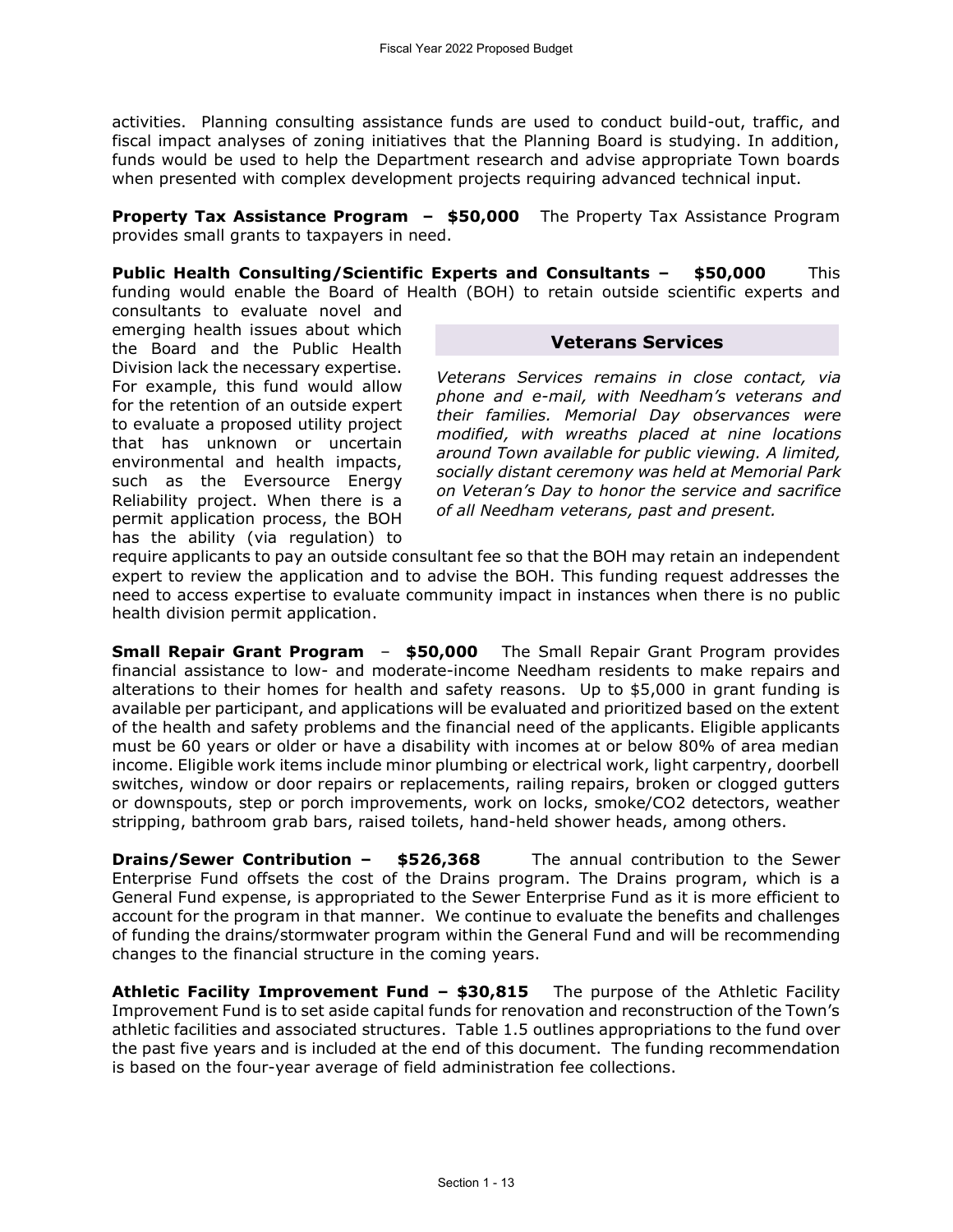activities. Planning consulting assistance funds are used to conduct build-out, traffic, and fiscal impact analyses of zoning initiatives that the Planning Board is studying. In addition, funds would be used to help the Department research and advise appropriate Town boards when presented with complex development projects requiring advanced technical input.

**Property Tax Assistance Program – $50,000** The Property Tax Assistance Program provides small grants to taxpayers in need.

**Public Health Consulting/Scientific Experts and Consultants – $50,000** This funding would enable the Board of Health (BOH) to retain outside scientific experts and consultants to evaluate novel and emerging health issues about which the Board and the Public Health Division lack the necessary expertise. For example, this fund would allow for the retention of an outside expert to evaluate a proposed utility project that has unknown or uncertain environmental and health impacts, such as the Eversource Energy Reliability project. When there is a permit application process, the BOH has the ability (via regulation) to require applicants to pay an outside consultant fee so that the BOH may retain an independent expert to review the application and to advise the BOH. This funding request addresses the need to access expertise to evaluate community impact in instances when there is no public health division permit application.

### Veterans Services

*Veterans Services remains in close contact, via phone and e-mail, with Needham's veterans and their families. Memorial Day observances were modified, with wreaths placed at nine locations around Town available for public viewing. A limited, socially distant ceremony was held at Memorial Park on Veteran's Day to honor the service and sacrifice of all Needham veterans, past and present.*

**Small Repair Grant Program – $50,000** The Small Repair Grant Program provides financial assistance to low- and moderate-income Needham residents to make repairs and alterations to their homes for health and safety reasons. Up to $5,000 in grant funding is available per participant, and applications will be evaluated and prioritized based on the extent of the health and safety problems and the financial need of the applicants. Eligible applicants must be 60 years or older or have a disability with incomes at or below 80% of area median income. Eligible work items include minor plumbing or electrical work, light carpentry, doorbell switches, window or door repairs or replacements, railing repairs, broken or clogged gutters or downspouts, step or porch improvements, work on locks, smoke/CO2 detectors, weather stripping, bathroom grab bars, raised toilets, hand-held shower heads, among others.

**Drains/Sewer Contribution – $526,368** The annual contribution to the Sewer Enterprise Fund offsets the cost of the Drains program. The Drains program, which is a General Fund expense, is appropriated to the Sewer Enterprise Fund as it is more efficient to account for the program in that manner. We continue to evaluate the benefits and challenges of funding the drains/stormwater program within the General Fund and will be recommending changes to the financial structure in the coming years.

**Athletic Facility Improvement Fund – $30,815** The purpose of the Athletic Facility Improvement Fund is to set aside capital funds for renovation and reconstruction of the Town's athletic facilities and associated structures. Table 1.5 outlines appropriations to the fund over the past five years and is included at the end of this document. The funding recommendation is based on the four-year average of field administration fee collections.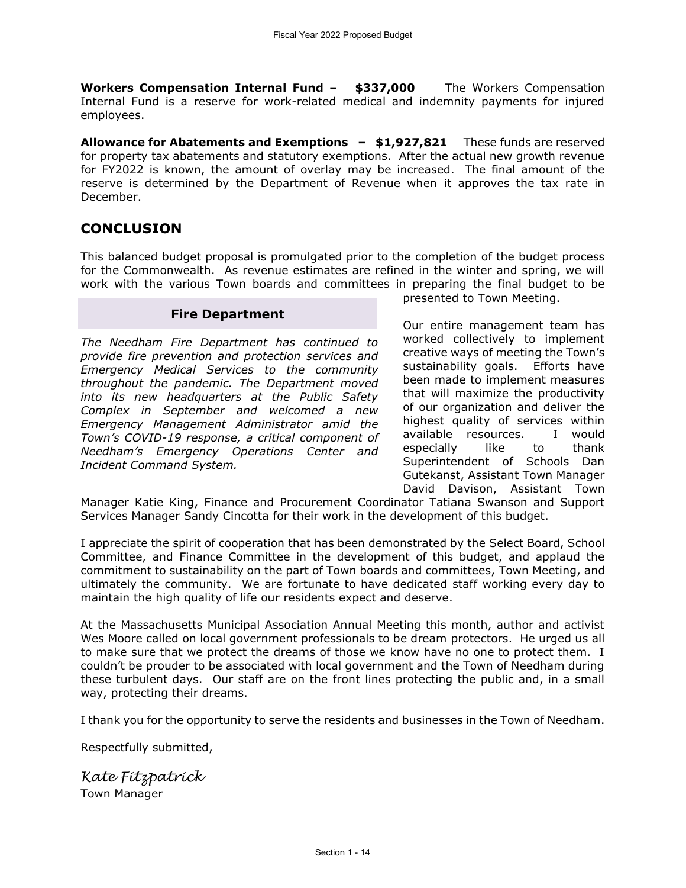**Workers Compensation Internal Fund – $337,000** The Workers Compensation Internal Fund is a reserve for work-related medical and indemnity payments for injured employees.

**Allowance for Abatements and Exemptions – $1,927,821** These funds are reserved for property tax abatements and statutory exemptions. After the actual new growth revenue for FY2022 is known, the amount of overlay may be increased. The final amount of the reserve is determined by the Department of Revenue when it approves the tax rate in December.

## CONCLUSION

This balanced budget proposal is promulgated prior to the completion of the budget process for the Commonwealth. As revenue estimates are refined in the winter and spring, we will work with the various Town boards and committees in preparing the final budget to be presented to Town Meeting.

Our entire management team has worked collectively to implement creative ways of meeting the Town's sustainability goals. Efforts have been made to implement measures that will maximize the productivity of our organization and deliver the highest quality of services within available resources. I would especially like to thank Superintendent of Schools Dan Gutekanst, Assistant Town Manager David Davison, Assistant Town Manager Katie King, Finance and Procurement Coordinator Tatiana Swanson and Support Services Manager Sandy Cincotta for their work in the development of this budget.

I appreciate the spirit of cooperation that has been demonstrated by the Select Board, School Committee, and Finance Committee in the development of this budget, and applaud the commitment to sustainability on the part of Town boards and committees, Town Meeting, and ultimately the community. We are fortunate to have dedicated staff working every day to maintain the high quality of life our residents expect and deserve.

At the Massachusetts Municipal Association Annual Meeting this month, author and activist Wes Moore called on local government professionals to be dream protectors. He urged us all to make sure that we protect the dreams of those we know have no one to protect them. I couldn't be prouder to be associated with local government and the Town of Needham during these turbulent days. Our staff are on the front lines protecting the public and, in a small way, protecting their dreams.

I thank you for the opportunity to serve the residents and businesses in the Town of Needham.

Respectfully submitted,

*Kate Fitzpatrick*
Town Manager

### Fire Department

*The Needham Fire Department has continued to provide fire prevention and protection services and Emergency Medical Services to the community throughout the pandemic. The Department moved into its new headquarters at the Public Safety Complex in September and welcomed a new Emergency Management Administrator amid the Town's COVID-19 response, a critical component of Needham's Emergency Operations Center and Incident Command System.*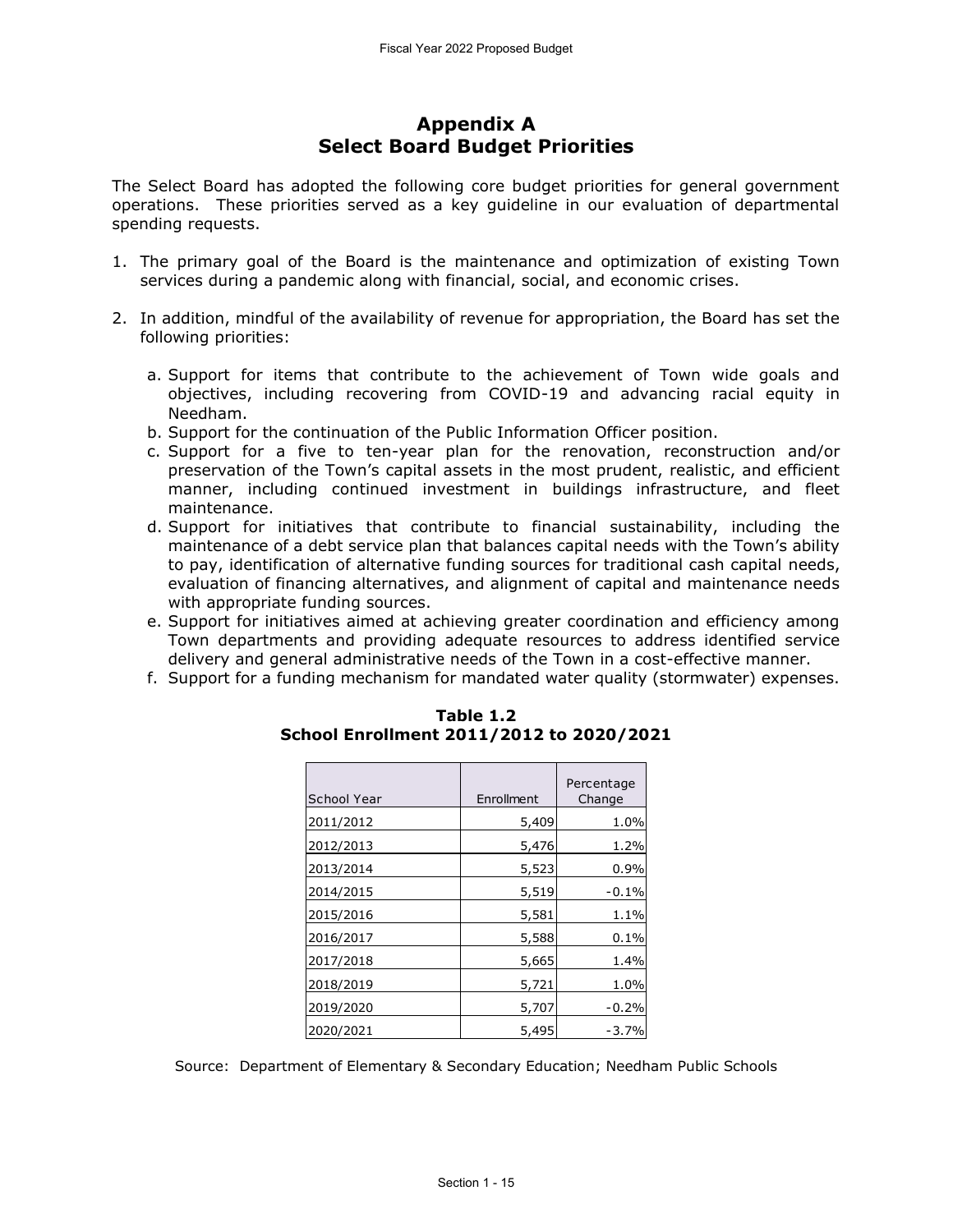# Appendix A
# Select Board Budget Priorities

The Select Board has adopted the following core budget priorities for general government operations. These priorities served as a key guideline in our evaluation of departmental spending requests.

1. The primary goal of the Board is the maintenance and optimization of existing Town services during a pandemic along with financial, social, and economic crises.

2. In addition, mindful of the availability of revenue for appropriation, the Board has set the following priorities:

   a. Support for items that contribute to the achievement of Town wide goals and objectives, including recovering from COVID-19 and advancing racial equity in Needham.
   b. Support for the continuation of the Public Information Officer position.
   c. Support for a five to ten-year plan for the renovation, reconstruction and/or preservation of the Town's capital assets in the most prudent, realistic, and efficient manner, including continued investment in buildings infrastructure, and fleet maintenance.
   d. Support for initiatives that contribute to financial sustainability, including the maintenance of a debt service plan that balances capital needs with the Town's ability to pay, identification of alternative funding sources for traditional cash capital needs, evaluation of financing alternatives, and alignment of capital and maintenance needs with appropriate funding sources.
   e. Support for initiatives aimed at achieving greater coordination and efficiency among Town departments and providing adequate resources to address identified service delivery and general administrative needs of the Town in a cost-effective manner.
   f. Support for a funding mechanism for mandated water quality (stormwater) expenses.

**Table 1.2**
**School Enrollment 2011/2012 to 2020/2021**

| School Year | Enrollment | Percentage Change |
|---|---|---|
| 2011/2012 | 5,409 | 1.0% |
| 2012/2013 | 5,476 | 1.2% |
| 2013/2014 | 5,523 | 0.9% |
| 2014/2015 | 5,519 | -0.1% |
| 2015/2016 | 5,581 | 1.1% |
| 2016/2017 | 5,588 | 0.1% |
| 2017/2018 | 5,665 | 1.4% |
| 2018/2019 | 5,721 | 1.0% |
| 2019/2020 | 5,707 | -0.2% |
| 2020/2021 | 5,495 | -3.7% |

Source: Department of Elementary & Secondary Education; Needham Public Schools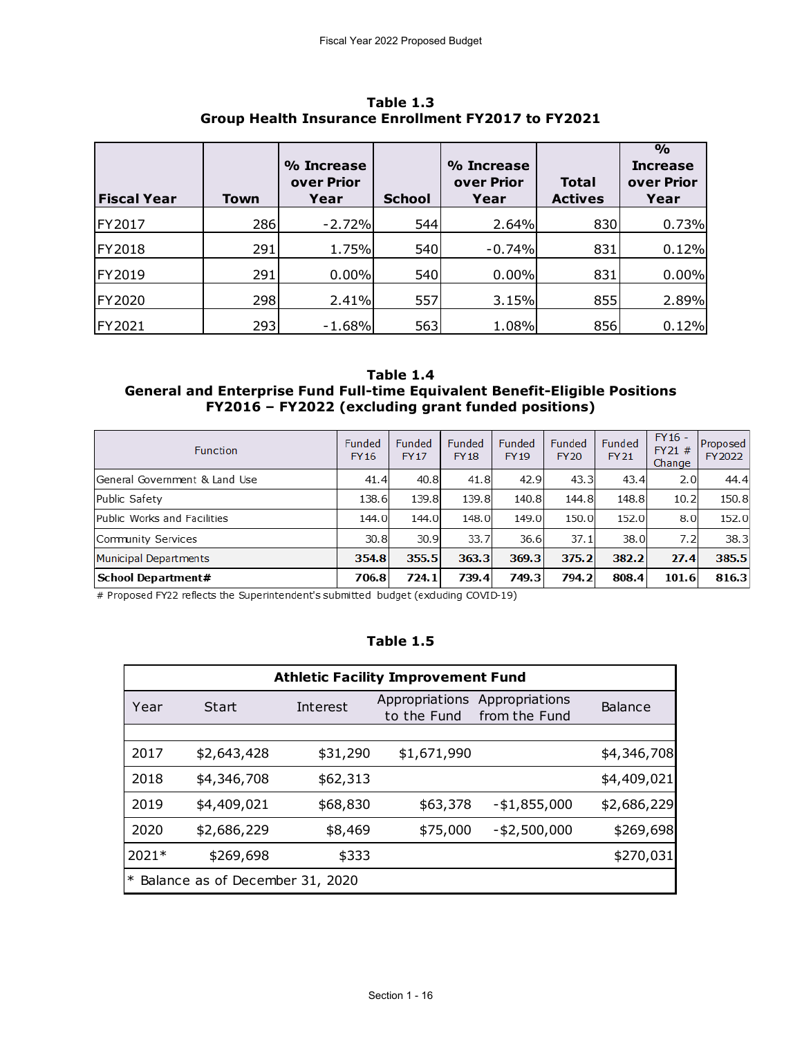**Table 1.3**
**Group Health Insurance Enrollment FY2017 to FY2021**

| Fiscal Year | Town | % Increase over Prior Year | School | % Increase over Prior Year | Total Actives | % Increase over Prior Year |
|---|---|---|---|---|---|---|
| FY2017 | 286 | -2.72% | 544 | 2.64% | 830 | 0.73% |
| FY2018 | 291 | 1.75% | 540 | -0.74% | 831 | 0.12% |
| FY2019 | 291 | 0.00% | 540 | 0.00% | 831 | 0.00% |
| FY2020 | 298 | 2.41% | 557 | 3.15% | 855 | 2.89% |
| FY2021 | 293 | -1.68% | 563 | 1.08% | 856 | 0.12% |

**Table 1.4**
**General and Enterprise Fund Full-time Equivalent Benefit-Eligible Positions FY2016 – FY2022 (excluding grant funded positions)**

| Function | Funded FY16 | Funded FY17 | Funded FY18 | Funded FY19 | Funded FY20 | Funded FY21 | FY16 - FY21 # Change | Proposed FY2022 |
|---|---|---|---|---|---|---|---|---|
| General Government & Land Use | 41.4 | 40.8 | 41.8 | 42.9 | 43.3 | 43.4 | 2.0 | 44.4 |
| Public Safety | 138.6 | 139.8 | 139.8 | 140.8 | 144.8 | 148.8 | 10.2 | 150.8 |
| Public Works and Facilities | 144.0 | 144.0 | 148.0 | 149.0 | 150.0 | 152.0 | 8.0 | 152.0 |
| Community Services | 30.8 | 30.9 | 33.7 | 36.6 | 37.1 | 38.0 | 7.2 | 38.3 |
| Municipal Departments | **354.8** | **355.5** | **363.3** | **369.3** | **375.2** | **382.2** | **27.4** | **385.5** |
| **School Department#** | **706.8** | **724.1** | **739.4** | **749.3** | **794.2** | **808.4** | **101.6** | **816.3** |

# Proposed FY22 reflects the Superintendent's submitted budget (excluding COVID-19)

**Table 1.5**

| Athletic Facility Improvement Fund | | | | | |
|---|---|---|---|---|---|
| Year | Start | Interest | Appropriations to the Fund | Appropriations from the Fund | Balance |
| 2017 | $2,643,428 | $31,290 | $1,671,990 | | $4,346,708 |
| 2018 | $4,346,708 | $62,313 | | | $4,409,021 |
| 2019 | $4,409,021 | $68,830 | $63,378 | -$1,855,000 | $2,686,229 |
| 2020 | $2,686,229 | $8,469 | $75,000 | -$2,500,000 | $269,698 |
| 2021* | $269,698 | $333 | | | $270,031 |

\* Balance as of December 31, 2020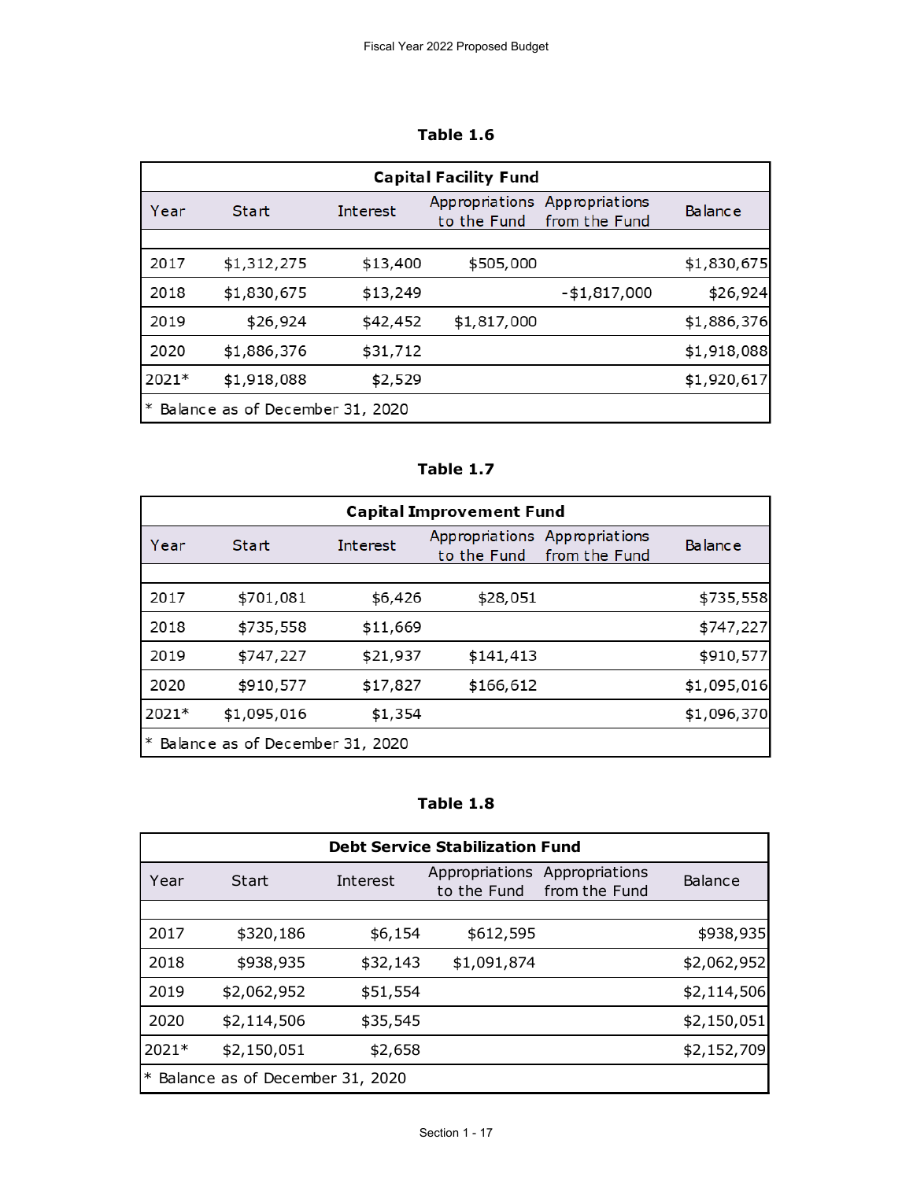**Table 1.6**

| Capital Facility Fund | | | | | |
|---|---|---|---|---|---|
| Year | Start | Interest | Appropriations to the Fund | Appropriations from the Fund | Balance |
| 2017 | $1,312,275 | $13,400 | $505,000 | | $1,830,675 |
| 2018 | $1,830,675 | $13,249 | | -$1,817,000 | $26,924 |
| 2019 | $26,924 | $42,452 | $1,817,000 | | $1,886,376 |
| 2020 | $1,886,376 | $31,712 | | | $1,918,088 |
| 2021* | $1,918,088 | $2,529 | | | $1,920,617 |
| * Balance as of December 31, 2020 | | | | | |

**Table 1.7**

| Capital Improvement Fund | | | | | |
|---|---|---|---|---|---|
| Year | Start | Interest | Appropriations to the Fund | Appropriations from the Fund | Balance |
| 2017 | $701,081 | $6,426 | $28,051 | | $735,558 |
| 2018 | $735,558 | $11,669 | | | $747,227 |
| 2019 | $747,227 | $21,937 | $141,413 | | $910,577 |
| 2020 | $910,577 | $17,827 | $166,612 | | $1,095,016 |
| 2021* | $1,095,016 | $1,354 | | | $1,096,370 |
| * Balance as of December 31, 2020 | | | | | |

**Table 1.8**

| Debt Service Stabilization Fund | | | | | |
|---|---|---|---|---|---|
| Year | Start | Interest | Appropriations to the Fund | Appropriations from the Fund | Balance |
| 2017 | $320,186 | $6,154 | $612,595 | | $938,935 |
| 2018 | $938,935 | $32,143 | $1,091,874 | | $2,062,952 |
| 2019 | $2,062,952 | $51,554 | | | $2,114,506 |
| 2020 | $2,114,506 | $35,545 | | | $2,150,051 |
| 2021* | $2,150,051 | $2,658 | | | $2,152,709 |
| * Balance as of December 31, 2020 | | | | | |